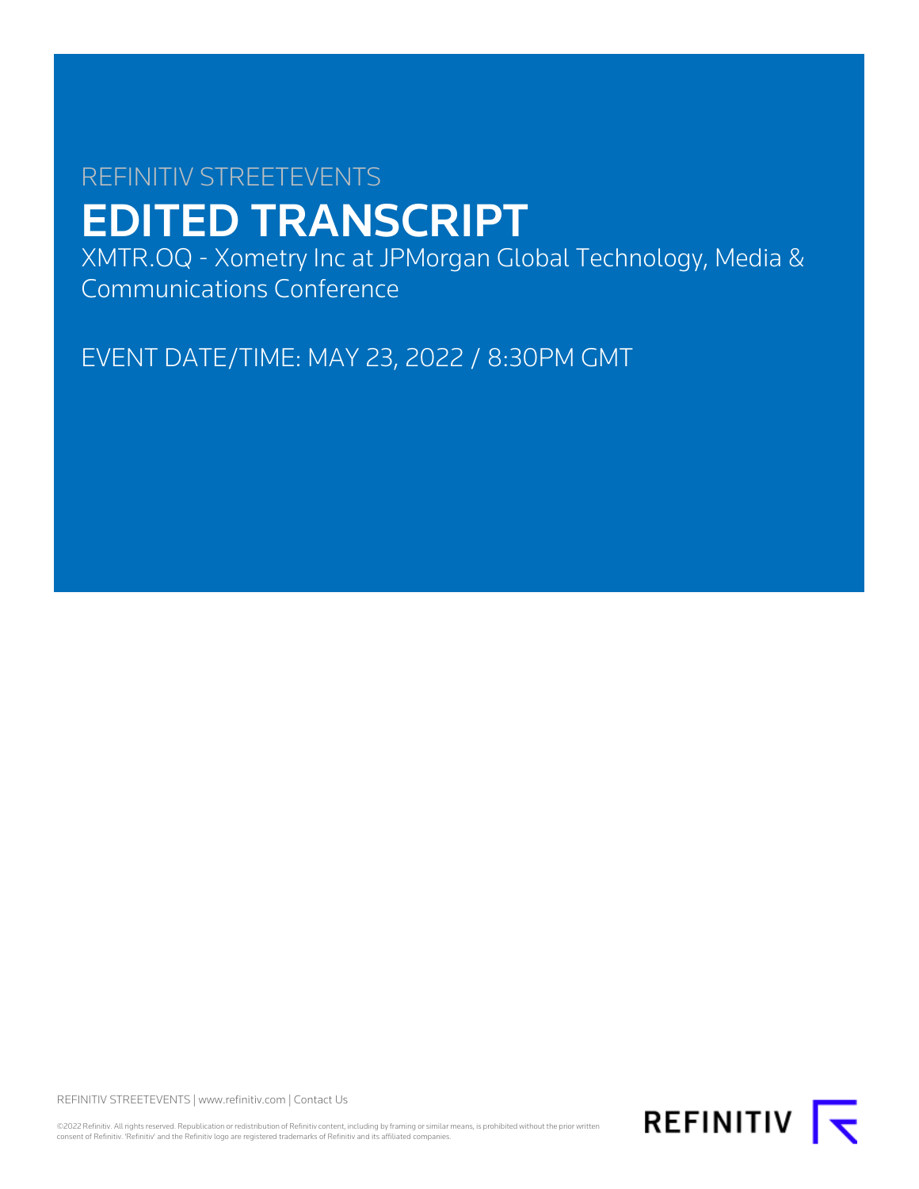REFINITIV STREETEVENTS

# EDITED TRANSCRIPT

XMTR.OQ - Xometry Inc at JPMorgan Global Technology, Media & Communications Conference

EVENT DATE/TIME: MAY 23, 2022 / 8:30PM GMT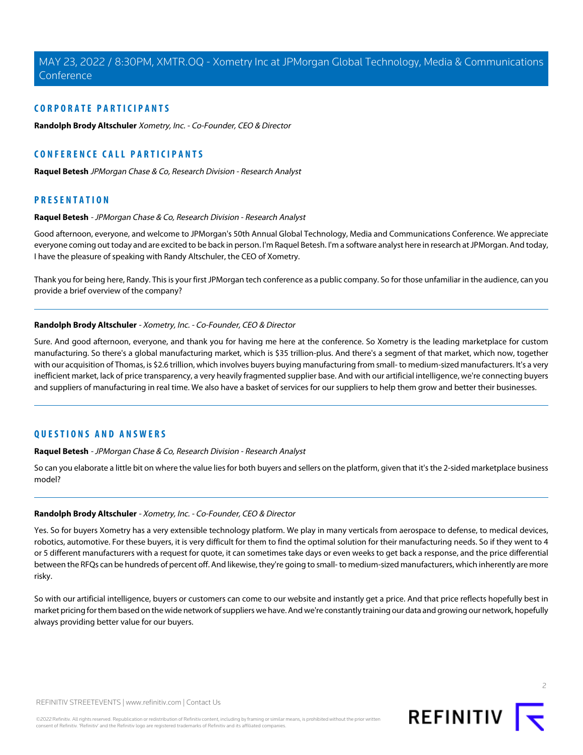## CORPORATE PARTICIPANTS

**Randolph Brody Altschuler** *Xometry, Inc. - Co-Founder, CEO & Director*

## CONFERENCE CALL PARTICIPANTS

**Raquel Betesh** *JPMorgan Chase & Co, Research Division - Research Analyst*

## PRESENTATION

**Raquel Betesh** *- JPMorgan Chase & Co, Research Division - Research Analyst*

Good afternoon, everyone, and welcome to JPMorgan's 50th Annual Global Technology, Media and Communications Conference. We appreciate everyone coming out today and are excited to be back in person. I'm Raquel Betesh. I'm a software analyst here in research at JPMorgan. And today, I have the pleasure of speaking with Randy Altschuler, the CEO of Xometry.

Thank you for being here, Randy. This is your first JPMorgan tech conference as a public company. So for those unfamiliar in the audience, can you provide a brief overview of the company?

---

**Randolph Brody Altschuler** *- Xometry, Inc. - Co-Founder, CEO & Director*

Sure. And good afternoon, everyone, and thank you for having me here at the conference. So Xometry is the leading marketplace for custom manufacturing. So there's a global manufacturing market, which is $35 trillion-plus. And there's a segment of that market, which now, together with our acquisition of Thomas, is $2.6 trillion, which involves buyers buying manufacturing from small- to medium-sized manufacturers. It's a very inefficient market, lack of price transparency, a very heavily fragmented supplier base. And with our artificial intelligence, we're connecting buyers and suppliers of manufacturing in real time. We also have a basket of services for our suppliers to help them grow and better their businesses.

---

## QUESTIONS AND ANSWERS

**Raquel Betesh** *- JPMorgan Chase & Co, Research Division - Research Analyst*

So can you elaborate a little bit on where the value lies for both buyers and sellers on the platform, given that it's the 2-sided marketplace business model?

---

**Randolph Brody Altschuler** *- Xometry, Inc. - Co-Founder, CEO & Director*

Yes. So for buyers Xometry has a very extensible technology platform. We play in many verticals from aerospace to defense, to medical devices, robotics, automotive. For these buyers, it is very difficult for them to find the optimal solution for their manufacturing needs. So if they went to 4 or 5 different manufacturers with a request for quote, it can sometimes take days or even weeks to get back a response, and the price differential between the RFQs can be hundreds of percent off. And likewise, they're going to small- to medium-sized manufacturers, which inherently are more risky.

So with our artificial intelligence, buyers or customers can come to our website and instantly get a price. And that price reflects hopefully best in market pricing for them based on the wide network of suppliers we have. And we're constantly training our data and growing our network, hopefully always providing better value for our buyers.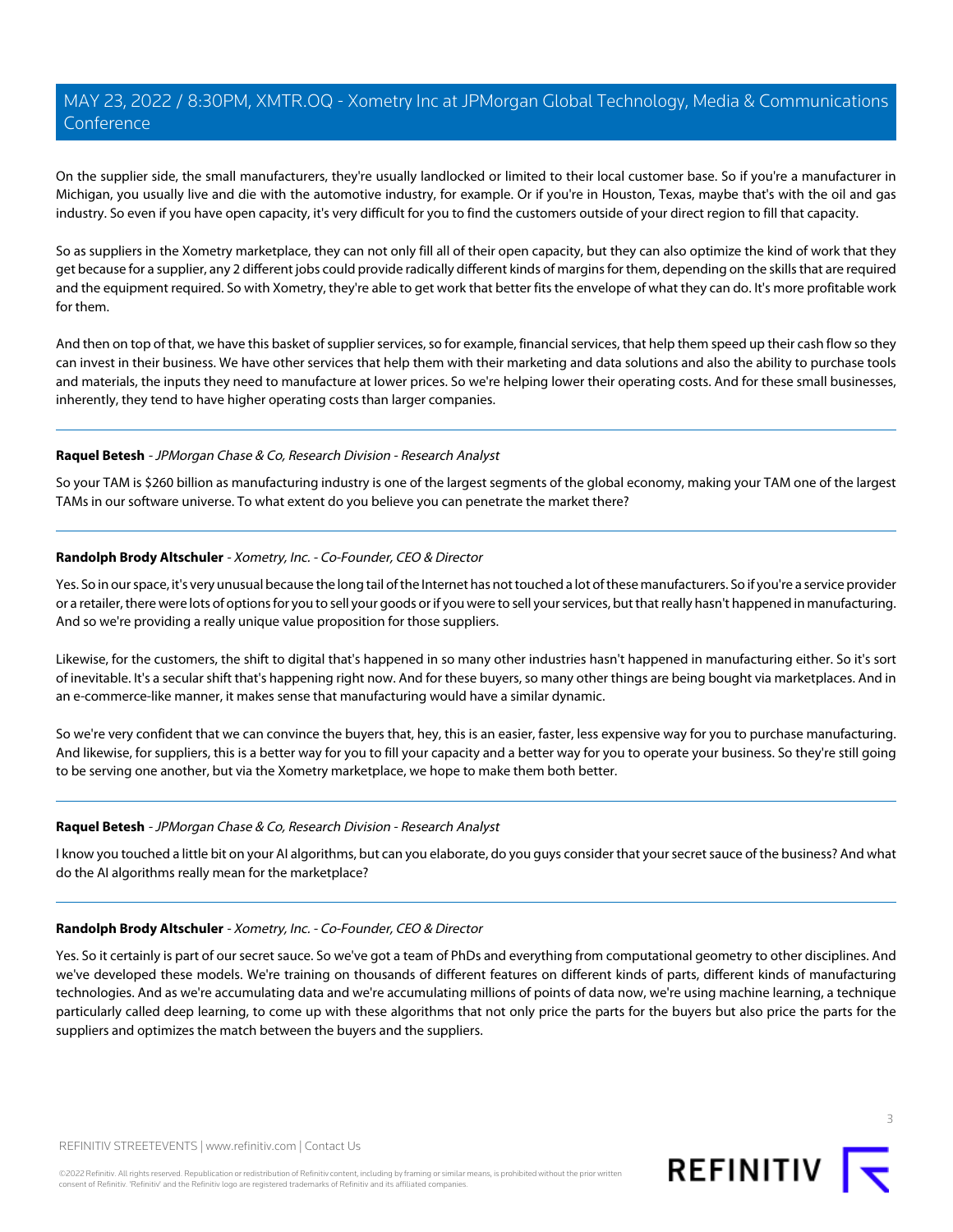On the supplier side, the small manufacturers, they're usually landlocked or limited to their local customer base. So if you're a manufacturer in Michigan, you usually live and die with the automotive industry, for example. Or if you're in Houston, Texas, maybe that's with the oil and gas industry. So even if you have open capacity, it's very difficult for you to find the customers outside of your direct region to fill that capacity.

So as suppliers in the Xometry marketplace, they can not only fill all of their open capacity, but they can also optimize the kind of work that they get because for a supplier, any 2 different jobs could provide radically different kinds of margins for them, depending on the skills that are required and the equipment required. So with Xometry, they're able to get work that better fits the envelope of what they can do. It's more profitable work for them.

And then on top of that, we have this basket of supplier services, so for example, financial services, that help them speed up their cash flow so they can invest in their business. We have other services that help them with their marketing and data solutions and also the ability to purchase tools and materials, the inputs they need to manufacture at lower prices. So we're helping lower their operating costs. And for these small businesses, inherently, they tend to have higher operating costs than larger companies.

---

**Raquel Betesh** - *JPMorgan Chase & Co, Research Division - Research Analyst*

So your TAM is $260 billion as manufacturing industry is one of the largest segments of the global economy, making your TAM one of the largest TAMs in our software universe. To what extent do you believe you can penetrate the market there?

---

**Randolph Brody Altschuler** - *Xometry, Inc. - Co-Founder, CEO & Director*

Yes. So in our space, it's very unusual because the long tail of the Internet has not touched a lot of these manufacturers. So if you're a service provider or a retailer, there were lots of options for you to sell your goods or if you were to sell your services, but that really hasn't happened in manufacturing. And so we're providing a really unique value proposition for those suppliers.

Likewise, for the customers, the shift to digital that's happened in so many other industries hasn't happened in manufacturing either. So it's sort of inevitable. It's a secular shift that's happening right now. And for these buyers, so many other things are being bought via marketplaces. And in an e-commerce-like manner, it makes sense that manufacturing would have a similar dynamic.

So we're very confident that we can convince the buyers that, hey, this is an easier, faster, less expensive way for you to purchase manufacturing. And likewise, for suppliers, this is a better way for you to fill your capacity and a better way for you to operate your business. So they're still going to be serving one another, but via the Xometry marketplace, we hope to make them both better.

---

**Raquel Betesh** - *JPMorgan Chase & Co, Research Division - Research Analyst*

I know you touched a little bit on your AI algorithms, but can you elaborate, do you guys consider that your secret sauce of the business? And what do the AI algorithms really mean for the marketplace?

---

**Randolph Brody Altschuler** - *Xometry, Inc. - Co-Founder, CEO & Director*

Yes. So it certainly is part of our secret sauce. So we've got a team of PhDs and everything from computational geometry to other disciplines. And we've developed these models. We're training on thousands of different features on different kinds of parts, different kinds of manufacturing technologies. And as we're accumulating data and we're accumulating millions of points of data now, we're using machine learning, a technique particularly called deep learning, to come up with these algorithms that not only price the parts for the buyers but also price the parts for the suppliers and optimizes the match between the buyers and the suppliers.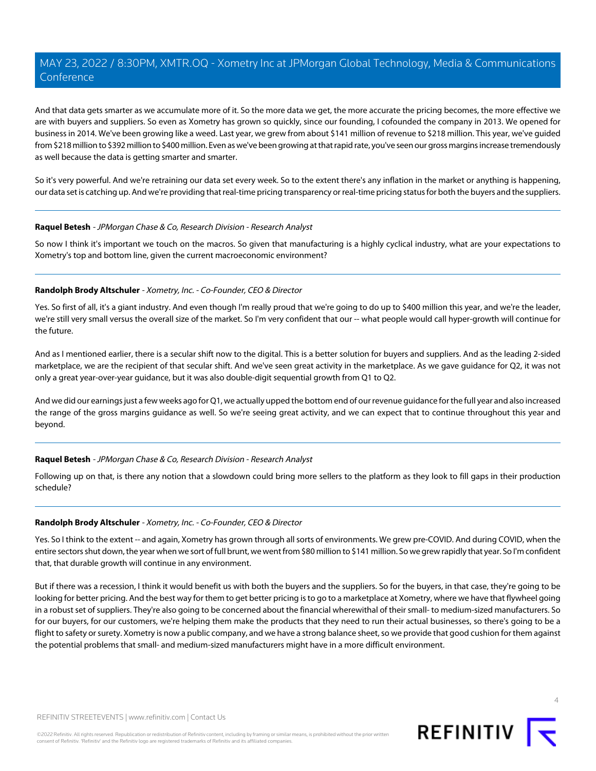And that data gets smarter as we accumulate more of it. So the more data we get, the more accurate the pricing becomes, the more effective we are with buyers and suppliers. So even as Xometry has grown so quickly, since our founding, I cofounded the company in 2013. We opened for business in 2014. We've been growing like a weed. Last year, we grew from about $141 million of revenue to $218 million. This year, we've guided from $218 million to $392 million to $400 million. Even as we've been growing at that rapid rate, you've seen our gross margins increase tremendously as well because the data is getting smarter and smarter.

So it's very powerful. And we're retraining our data set every week. So to the extent there's any inflation in the market or anything is happening, our data set is catching up. And we're providing that real-time pricing transparency or real-time pricing status for both the buyers and the suppliers.

---

**Raquel Betesh** - *JPMorgan Chase & Co, Research Division - Research Analyst*

So now I think it's important we touch on the macros. So given that manufacturing is a highly cyclical industry, what are your expectations to Xometry's top and bottom line, given the current macroeconomic environment?

---

**Randolph Brody Altschuler** - *Xometry, Inc. - Co-Founder, CEO & Director*

Yes. So first of all, it's a giant industry. And even though I'm really proud that we're going to do up to $400 million this year, and we're the leader, we're still very small versus the overall size of the market. So I'm very confident that our -- what people would call hyper-growth will continue for the future.

And as I mentioned earlier, there is a secular shift now to the digital. This is a better solution for buyers and suppliers. And as the leading 2-sided marketplace, we are the recipient of that secular shift. And we've seen great activity in the marketplace. As we gave guidance for Q2, it was not only a great year-over-year guidance, but it was also double-digit sequential growth from Q1 to Q2.

And we did our earnings just a few weeks ago for Q1, we actually upped the bottom end of our revenue guidance for the full year and also increased the range of the gross margins guidance as well. So we're seeing great activity, and we can expect that to continue throughout this year and beyond.

---

**Raquel Betesh** - *JPMorgan Chase & Co, Research Division - Research Analyst*

Following up on that, is there any notion that a slowdown could bring more sellers to the platform as they look to fill gaps in their production schedule?

---

**Randolph Brody Altschuler** - *Xometry, Inc. - Co-Founder, CEO & Director*

Yes. So I think to the extent -- and again, Xometry has grown through all sorts of environments. We grew pre-COVID. And during COVID, when the entire sectors shut down, the year when we sort of full brunt, we went from $80 million to $141 million. So we grew rapidly that year. So I'm confident that, that durable growth will continue in any environment.

But if there was a recession, I think it would benefit us with both the buyers and the suppliers. So for the buyers, in that case, they're going to be looking for better pricing. And the best way for them to get better pricing is to go to a marketplace at Xometry, where we have that flywheel going in a robust set of suppliers. They're also going to be concerned about the financial wherewithal of their small- to medium-sized manufacturers. So for our buyers, for our customers, we're helping them make the products that they need to run their actual businesses, so there's going to be a flight to safety or surety. Xometry is now a public company, and we have a strong balance sheet, so we provide that good cushion for them against the potential problems that small- and medium-sized manufacturers might have in a more difficult environment.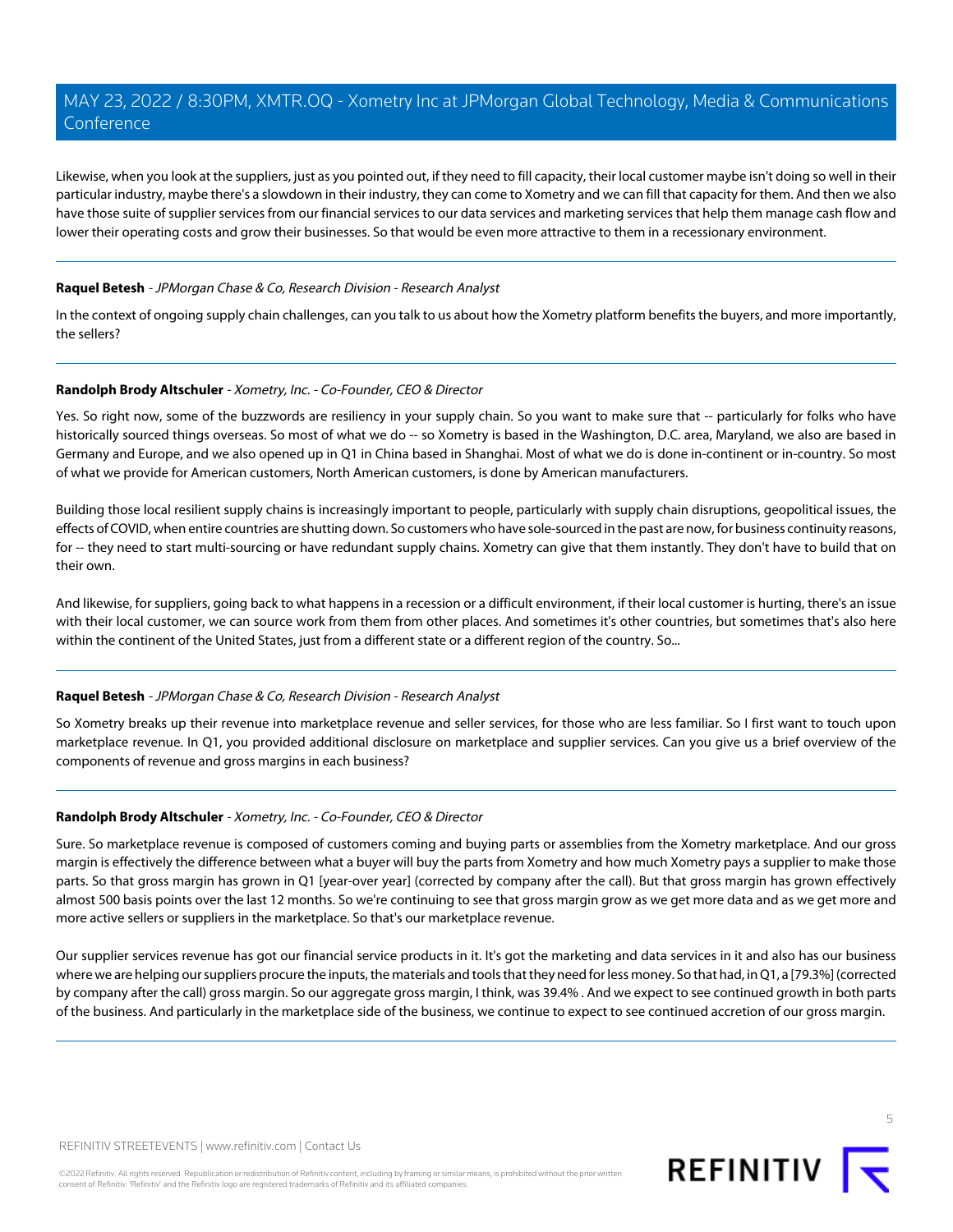Likewise, when you look at the suppliers, just as you pointed out, if they need to fill capacity, their local customer maybe isn't doing so well in their particular industry, maybe there's a slowdown in their industry, they can come to Xometry and we can fill that capacity for them. And then we also have those suite of supplier services from our financial services to our data services and marketing services that help them manage cash flow and lower their operating costs and grow their businesses. So that would be even more attractive to them in a recessionary environment.

---

**Raquel Betesh** - *JPMorgan Chase & Co, Research Division - Research Analyst*

In the context of ongoing supply chain challenges, can you talk to us about how the Xometry platform benefits the buyers, and more importantly, the sellers?

---

**Randolph Brody Altschuler** - *Xometry, Inc. - Co-Founder, CEO & Director*

Yes. So right now, some of the buzzwords are resiliency in your supply chain. So you want to make sure that -- particularly for folks who have historically sourced things overseas. So most of what we do -- so Xometry is based in the Washington, D.C. area, Maryland, we also are based in Germany and Europe, and we also opened up in Q1 in China based in Shanghai. Most of what we do is done in-continent or in-country. So most of what we provide for American customers, North American customers, is done by American manufacturers.

Building those local resilient supply chains is increasingly important to people, particularly with supply chain disruptions, geopolitical issues, the effects of COVID, when entire countries are shutting down. So customers who have sole-sourced in the past are now, for business continuity reasons, for -- they need to start multi-sourcing or have redundant supply chains. Xometry can give that them instantly. They don't have to build that on their own.

And likewise, for suppliers, going back to what happens in a recession or a difficult environment, if their local customer is hurting, there's an issue with their local customer, we can source work from them from other places. And sometimes it's other countries, but sometimes that's also here within the continent of the United States, just from a different state or a different region of the country. So...

---

**Raquel Betesh** - *JPMorgan Chase & Co, Research Division - Research Analyst*

So Xometry breaks up their revenue into marketplace revenue and seller services, for those who are less familiar. So I first want to touch upon marketplace revenue. In Q1, you provided additional disclosure on marketplace and supplier services. Can you give us a brief overview of the components of revenue and gross margins in each business?

---

**Randolph Brody Altschuler** - *Xometry, Inc. - Co-Founder, CEO & Director*

Sure. So marketplace revenue is composed of customers coming and buying parts or assemblies from the Xometry marketplace. And our gross margin is effectively the difference between what a buyer will buy the parts from Xometry and how much Xometry pays a supplier to make those parts. So that gross margin has grown in Q1 [year-over year] (corrected by company after the call). But that gross margin has grown effectively almost 500 basis points over the last 12 months. So we're continuing to see that gross margin grow as we get more data and as we get more and more active sellers or suppliers in the marketplace. So that's our marketplace revenue.

Our supplier services revenue has got our financial service products in it. It's got the marketing and data services in it and also has our business where we are helping our suppliers procure the inputs, the materials and tools that they need for less money. So that had, in Q1, a [79.3%] (corrected by company after the call) gross margin. So our aggregate gross margin, I think, was 39.4% . And we expect to see continued growth in both parts of the business. And particularly in the marketplace side of the business, we continue to expect to see continued accretion of our gross margin.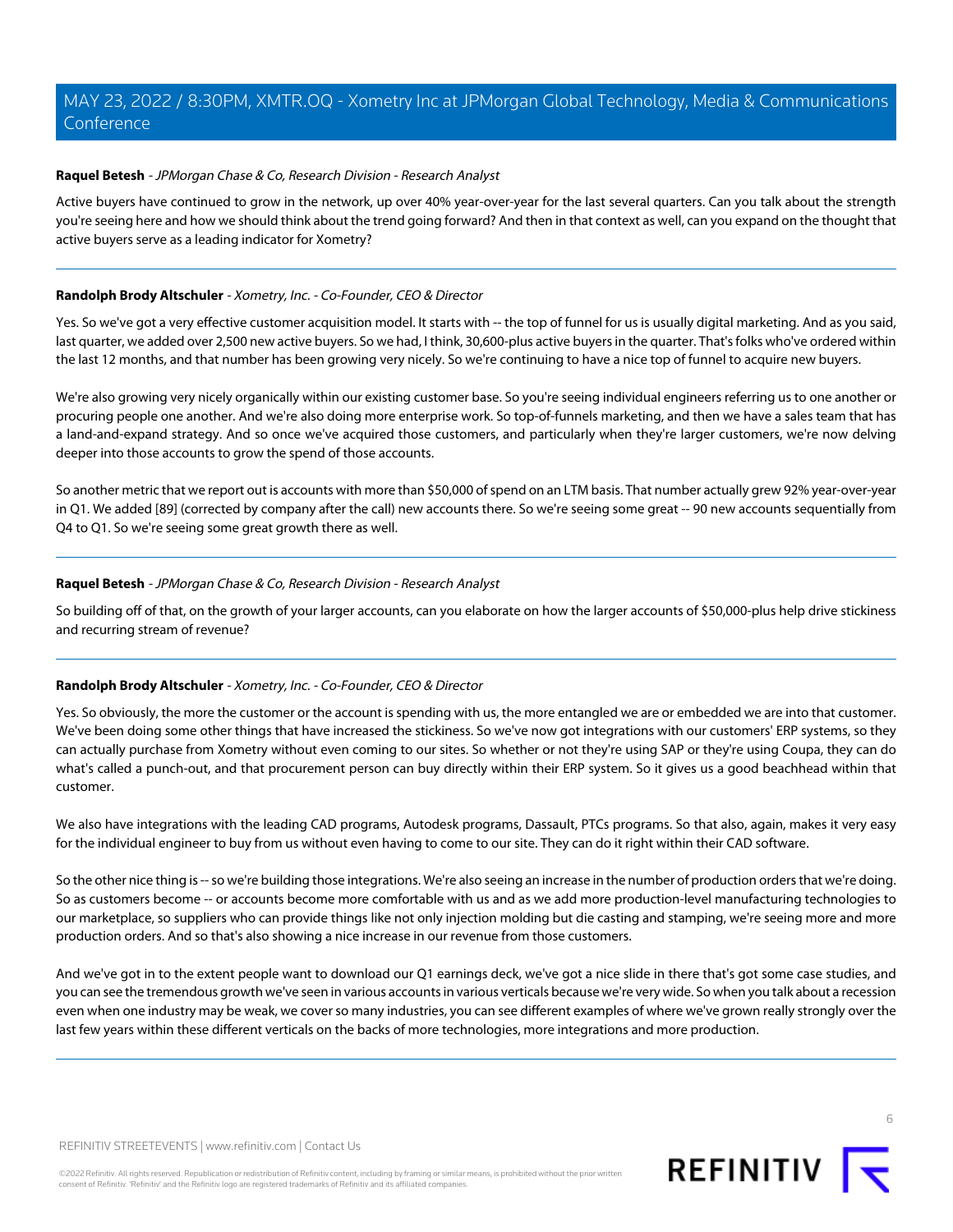**Raquel Betesh** - *JPMorgan Chase & Co, Research Division - Research Analyst*

Active buyers have continued to grow in the network, up over 40% year-over-year for the last several quarters. Can you talk about the strength you're seeing here and how we should think about the trend going forward? And then in that context as well, can you expand on the thought that active buyers serve as a leading indicator for Xometry?

---

**Randolph Brody Altschuler** - *Xometry, Inc. - Co-Founder, CEO & Director*

Yes. So we've got a very effective customer acquisition model. It starts with -- the top of funnel for us is usually digital marketing. And as you said, last quarter, we added over 2,500 new active buyers. So we had, I think, 30,600-plus active buyers in the quarter. That's folks who've ordered within the last 12 months, and that number has been growing very nicely. So we're continuing to have a nice top of funnel to acquire new buyers.

We're also growing very nicely organically within our existing customer base. So you're seeing individual engineers referring us to one another or procuring people one another. And we're also doing more enterprise work. So top-of-funnels marketing, and then we have a sales team that has a land-and-expand strategy. And so once we've acquired those customers, and particularly when they're larger customers, we're now delving deeper into those accounts to grow the spend of those accounts.

So another metric that we report out is accounts with more than $50,000 of spend on an LTM basis. That number actually grew 92% year-over-year in Q1. We added [89] (corrected by company after the call) new accounts there. So we're seeing some great -- 90 new accounts sequentially from Q4 to Q1. So we're seeing some great growth there as well.

---

**Raquel Betesh** - *JPMorgan Chase & Co, Research Division - Research Analyst*

So building off of that, on the growth of your larger accounts, can you elaborate on how the larger accounts of $50,000-plus help drive stickiness and recurring stream of revenue?

---

**Randolph Brody Altschuler** - *Xometry, Inc. - Co-Founder, CEO & Director*

Yes. So obviously, the more the customer or the account is spending with us, the more entangled we are or embedded we are into that customer. We've been doing some other things that have increased the stickiness. So we've now got integrations with our customers' ERP systems, so they can actually purchase from Xometry without even coming to our sites. So whether or not they're using SAP or they're using Coupa, they can do what's called a punch-out, and that procurement person can buy directly within their ERP system. So it gives us a good beachhead within that customer.

We also have integrations with the leading CAD programs, Autodesk programs, Dassault, PTCs programs. So that also, again, makes it very easy for the individual engineer to buy from us without even having to come to our site. They can do it right within their CAD software.

So the other nice thing is -- so we're building those integrations. We're also seeing an increase in the number of production orders that we're doing. So as customers become -- or accounts become more comfortable with us and as we add more production-level manufacturing technologies to our marketplace, so suppliers who can provide things like not only injection molding but die casting and stamping, we're seeing more and more production orders. And so that's also showing a nice increase in our revenue from those customers.

And we've got in to the extent people want to download our Q1 earnings deck, we've got a nice slide in there that's got some case studies, and you can see the tremendous growth we've seen in various accounts in various verticals because we're very wide. So when you talk about a recession even when one industry may be weak, we cover so many industries, you can see different examples of where we've grown really strongly over the last few years within these different verticals on the backs of more technologies, more integrations and more production.

---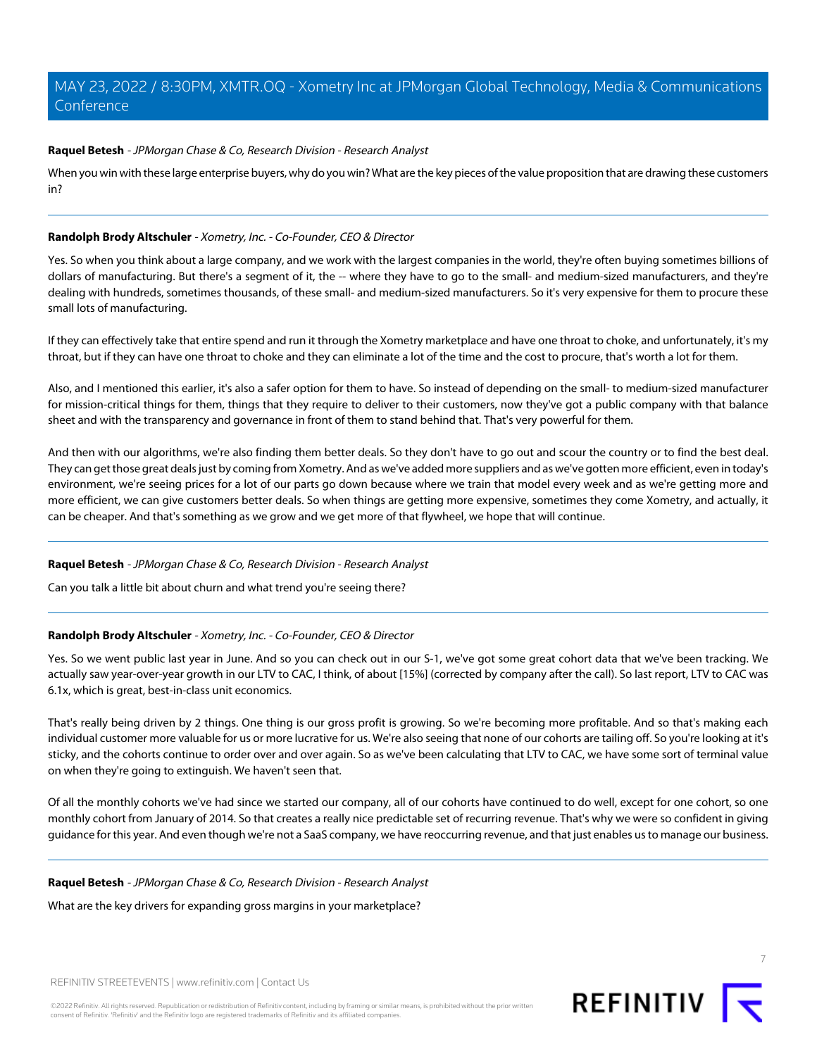**Raquel Betesh** - *JPMorgan Chase & Co, Research Division - Research Analyst*

When you win with these large enterprise buyers, why do you win? What are the key pieces of the value proposition that are drawing these customers in?

---

**Randolph Brody Altschuler** - *Xometry, Inc. - Co-Founder, CEO & Director*

Yes. So when you think about a large company, and we work with the largest companies in the world, they're often buying sometimes billions of dollars of manufacturing. But there's a segment of it, the -- where they have to go to the small- and medium-sized manufacturers, and they're dealing with hundreds, sometimes thousands, of these small- and medium-sized manufacturers. So it's very expensive for them to procure these small lots of manufacturing.

If they can effectively take that entire spend and run it through the Xometry marketplace and have one throat to choke, and unfortunately, it's my throat, but if they can have one throat to choke and they can eliminate a lot of the time and the cost to procure, that's worth a lot for them.

Also, and I mentioned this earlier, it's also a safer option for them to have. So instead of depending on the small- to medium-sized manufacturer for mission-critical things for them, things that they require to deliver to their customers, now they've got a public company with that balance sheet and with the transparency and governance in front of them to stand behind that. That's very powerful for them.

And then with our algorithms, we're also finding them better deals. So they don't have to go out and scour the country or to find the best deal. They can get those great deals just by coming from Xometry. And as we've added more suppliers and as we've gotten more efficient, even in today's environment, we're seeing prices for a lot of our parts go down because where we train that model every week and as we're getting more and more efficient, we can give customers better deals. So when things are getting more expensive, sometimes they come Xometry, and actually, it can be cheaper. And that's something as we grow and we get more of that flywheel, we hope that will continue.

---

**Raquel Betesh** - *JPMorgan Chase & Co, Research Division - Research Analyst*

Can you talk a little bit about churn and what trend you're seeing there?

---

**Randolph Brody Altschuler** - *Xometry, Inc. - Co-Founder, CEO & Director*

Yes. So we went public last year in June. And so you can check out in our S-1, we've got some great cohort data that we've been tracking. We actually saw year-over-year growth in our LTV to CAC, I think, of about [15%] (corrected by company after the call). So last report, LTV to CAC was 6.1x, which is great, best-in-class unit economics.

That's really being driven by 2 things. One thing is our gross profit is growing. So we're becoming more profitable. And so that's making each individual customer more valuable for us or more lucrative for us. We're also seeing that none of our cohorts are tailing off. So you're looking at it's sticky, and the cohorts continue to order over and over again. So as we've been calculating that LTV to CAC, we have some sort of terminal value on when they're going to extinguish. We haven't seen that.

Of all the monthly cohorts we've had since we started our company, all of our cohorts have continued to do well, except for one cohort, so one monthly cohort from January of 2014. So that creates a really nice predictable set of recurring revenue. That's why we were so confident in giving guidance for this year. And even though we're not a SaaS company, we have reoccurring revenue, and that just enables us to manage our business.

---

**Raquel Betesh** - *JPMorgan Chase & Co, Research Division - Research Analyst*

What are the key drivers for expanding gross margins in your marketplace?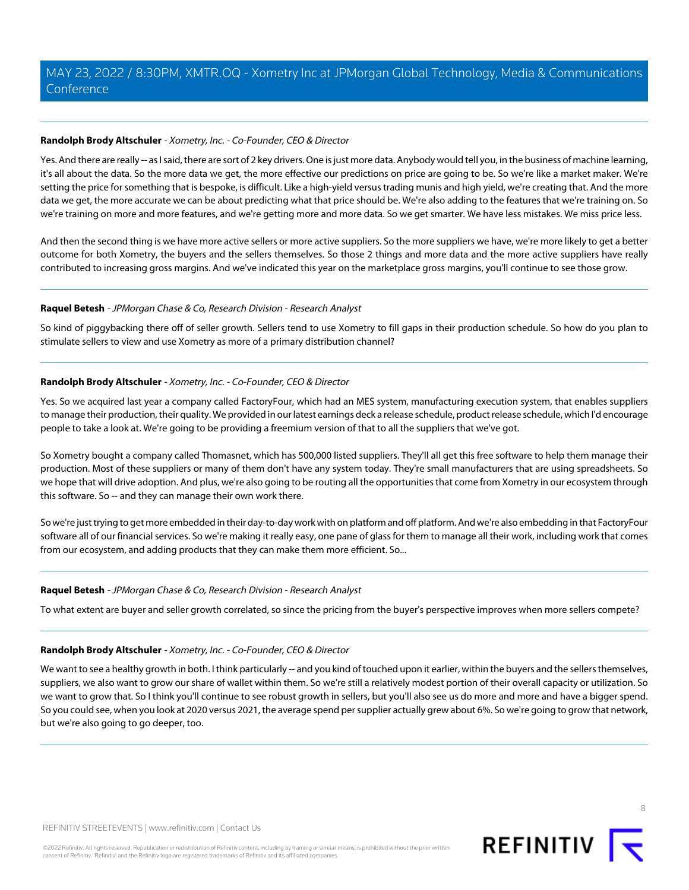**Randolph Brody Altschuler** - *Xometry, Inc. - Co-Founder, CEO & Director*

Yes. And there are really -- as I said, there are sort of 2 key drivers. One is just more data. Anybody would tell you, in the business of machine learning, it's all about the data. So the more data we get, the more effective our predictions on price are going to be. So we're like a market maker. We're setting the price for something that is bespoke, is difficult. Like a high-yield versus trading munis and high yield, we're creating that. And the more data we get, the more accurate we can be about predicting what that price should be. We're also adding to the features that we're training on. So we're training on more and more features, and we're getting more and more data. So we get smarter. We have less mistakes. We miss price less.

And then the second thing is we have more active sellers or more active suppliers. So the more suppliers we have, we're more likely to get a better outcome for both Xometry, the buyers and the sellers themselves. So those 2 things and more data and the more active suppliers have really contributed to increasing gross margins. And we've indicated this year on the marketplace gross margins, you'll continue to see those grow.

---

**Raquel Betesh** - *JPMorgan Chase & Co, Research Division - Research Analyst*

So kind of piggybacking there off of seller growth. Sellers tend to use Xometry to fill gaps in their production schedule. So how do you plan to stimulate sellers to view and use Xometry as more of a primary distribution channel?

---

**Randolph Brody Altschuler** - *Xometry, Inc. - Co-Founder, CEO & Director*

Yes. So we acquired last year a company called FactoryFour, which had an MES system, manufacturing execution system, that enables suppliers to manage their production, their quality. We provided in our latest earnings deck a release schedule, product release schedule, which I'd encourage people to take a look at. We're going to be providing a freemium version of that to all the suppliers that we've got.

So Xometry bought a company called Thomasnet, which has 500,000 listed suppliers. They'll all get this free software to help them manage their production. Most of these suppliers or many of them don't have any system today. They're small manufacturers that are using spreadsheets. So we hope that will drive adoption. And plus, we're also going to be routing all the opportunities that come from Xometry in our ecosystem through this software. So -- and they can manage their own work there.

So we're just trying to get more embedded in their day-to-day work with on platform and off platform. And we're also embedding in that FactoryFour software all of our financial services. So we're making it really easy, one pane of glass for them to manage all their work, including work that comes from our ecosystem, and adding products that they can make them more efficient. So...

---

**Raquel Betesh** - *JPMorgan Chase & Co, Research Division - Research Analyst*

To what extent are buyer and seller growth correlated, so since the pricing from the buyer's perspective improves when more sellers compete?

---

**Randolph Brody Altschuler** - *Xometry, Inc. - Co-Founder, CEO & Director*

We want to see a healthy growth in both. I think particularly -- and you kind of touched upon it earlier, within the buyers and the sellers themselves, suppliers, we also want to grow our share of wallet within them. So we're still a relatively modest portion of their overall capacity or utilization. So we want to grow that. So I think you'll continue to see robust growth in sellers, but you'll also see us do more and more and have a bigger spend. So you could see, when you look at 2020 versus 2021, the average spend per supplier actually grew about 6%. So we're going to grow that network, but we're also going to go deeper, too.

---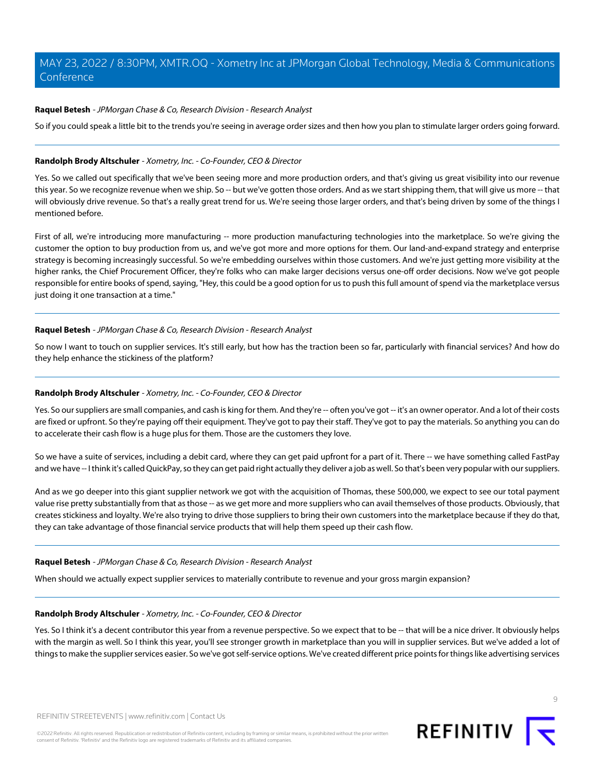**Raquel Betesh** - *JPMorgan Chase & Co, Research Division - Research Analyst*

So if you could speak a little bit to the trends you're seeing in average order sizes and then how you plan to stimulate larger orders going forward.

---

**Randolph Brody Altschuler** - *Xometry, Inc. - Co-Founder, CEO & Director*

Yes. So we called out specifically that we've been seeing more and more production orders, and that's giving us great visibility into our revenue this year. So we recognize revenue when we ship. So -- but we've gotten those orders. And as we start shipping them, that will give us more -- that will obviously drive revenue. So that's a really great trend for us. We're seeing those larger orders, and that's being driven by some of the things I mentioned before.

First of all, we're introducing more manufacturing -- more production manufacturing technologies into the marketplace. So we're giving the customer the option to buy production from us, and we've got more and more options for them. Our land-and-expand strategy and enterprise strategy is becoming increasingly successful. So we're embedding ourselves within those customers. And we're just getting more visibility at the higher ranks, the Chief Procurement Officer, they're folks who can make larger decisions versus one-off order decisions. Now we've got people responsible for entire books of spend, saying, "Hey, this could be a good option for us to push this full amount of spend via the marketplace versus just doing it one transaction at a time."

---

**Raquel Betesh** - *JPMorgan Chase & Co, Research Division - Research Analyst*

So now I want to touch on supplier services. It's still early, but how has the traction been so far, particularly with financial services? And how do they help enhance the stickiness of the platform?

---

**Randolph Brody Altschuler** - *Xometry, Inc. - Co-Founder, CEO & Director*

Yes. So our suppliers are small companies, and cash is king for them. And they're -- often you've got -- it's an owner operator. And a lot of their costs are fixed or upfront. So they're paying off their equipment. They've got to pay their staff. They've got to pay the materials. So anything you can do to accelerate their cash flow is a huge plus for them. Those are the customers they love.

So we have a suite of services, including a debit card, where they can get paid upfront for a part of it. There -- we have something called FastPay and we have -- I think it's called QuickPay, so they can get paid right actually they deliver a job as well. So that's been very popular with our suppliers.

And as we go deeper into this giant supplier network we got with the acquisition of Thomas, these 500,000, we expect to see our total payment value rise pretty substantially from that as those -- as we get more and more suppliers who can avail themselves of those products. Obviously, that creates stickiness and loyalty. We're also trying to drive those suppliers to bring their own customers into the marketplace because if they do that, they can take advantage of those financial service products that will help them speed up their cash flow.

---

**Raquel Betesh** - *JPMorgan Chase & Co, Research Division - Research Analyst*

When should we actually expect supplier services to materially contribute to revenue and your gross margin expansion?

---

**Randolph Brody Altschuler** - *Xometry, Inc. - Co-Founder, CEO & Director*

Yes. So I think it's a decent contributor this year from a revenue perspective. So we expect that to be -- that will be a nice driver. It obviously helps with the margin as well. So I think this year, you'll see stronger growth in marketplace than you will in supplier services. But we've added a lot of things to make the supplier services easier. So we've got self-service options. We've created different price points for things like advertising services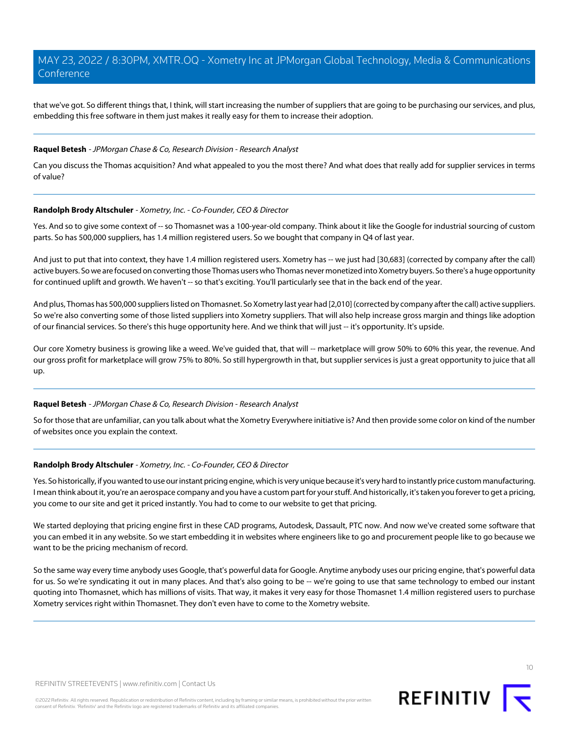that we've got. So different things that, I think, will start increasing the number of suppliers that are going to be purchasing our services, and plus, embedding this free software in them just makes it really easy for them to increase their adoption.

---

**Raquel Betesh** - *JPMorgan Chase & Co, Research Division - Research Analyst*

Can you discuss the Thomas acquisition? And what appealed to you the most there? And what does that really add for supplier services in terms of value?

---

**Randolph Brody Altschuler** - *Xometry, Inc. - Co-Founder, CEO & Director*

Yes. And so to give some context of -- so Thomasnet was a 100-year-old company. Think about it like the Google for industrial sourcing of custom parts. So has 500,000 suppliers, has 1.4 million registered users. So we bought that company in Q4 of last year.

And just to put that into context, they have 1.4 million registered users. Xometry has -- we just had [30,683] (corrected by company after the call) active buyers. So we are focused on converting those Thomas users who Thomas never monetized into Xometry buyers. So there's a huge opportunity for continued uplift and growth. We haven't -- so that's exciting. You'll particularly see that in the back end of the year.

And plus, Thomas has 500,000 suppliers listed on Thomasnet. So Xometry last year had [2,010] (corrected by company after the call) active suppliers. So we're also converting some of those listed suppliers into Xometry suppliers. That will also help increase gross margin and things like adoption of our financial services. So there's this huge opportunity here. And we think that will just -- it's opportunity. It's upside.

Our core Xometry business is growing like a weed. We've guided that, that will -- marketplace will grow 50% to 60% this year, the revenue. And our gross profit for marketplace will grow 75% to 80%. So still hypergrowth in that, but supplier services is just a great opportunity to juice that all up.

---

**Raquel Betesh** - *JPMorgan Chase & Co, Research Division - Research Analyst*

So for those that are unfamiliar, can you talk about what the Xometry Everywhere initiative is? And then provide some color on kind of the number of websites once you explain the context.

---

**Randolph Brody Altschuler** - *Xometry, Inc. - Co-Founder, CEO & Director*

Yes. So historically, if you wanted to use our instant pricing engine, which is very unique because it's very hard to instantly price custom manufacturing. I mean think about it, you're an aerospace company and you have a custom part for your stuff. And historically, it's taken you forever to get a pricing, you come to our site and get it priced instantly. You had to come to our website to get that pricing.

We started deploying that pricing engine first in these CAD programs, Autodesk, Dassault, PTC now. And now we've created some software that you can embed it in any website. So we start embedding it in websites where engineers like to go and procurement people like to go because we want to be the pricing mechanism of record.

So the same way every time anybody uses Google, that's powerful data for Google. Anytime anybody uses our pricing engine, that's powerful data for us. So we're syndicating it out in many places. And that's also going to be -- we're going to use that same technology to embed our instant quoting into Thomasnet, which has millions of visits. That way, it makes it very easy for those Thomasnet 1.4 million registered users to purchase Xometry services right within Thomasnet. They don't even have to come to the Xometry website.

---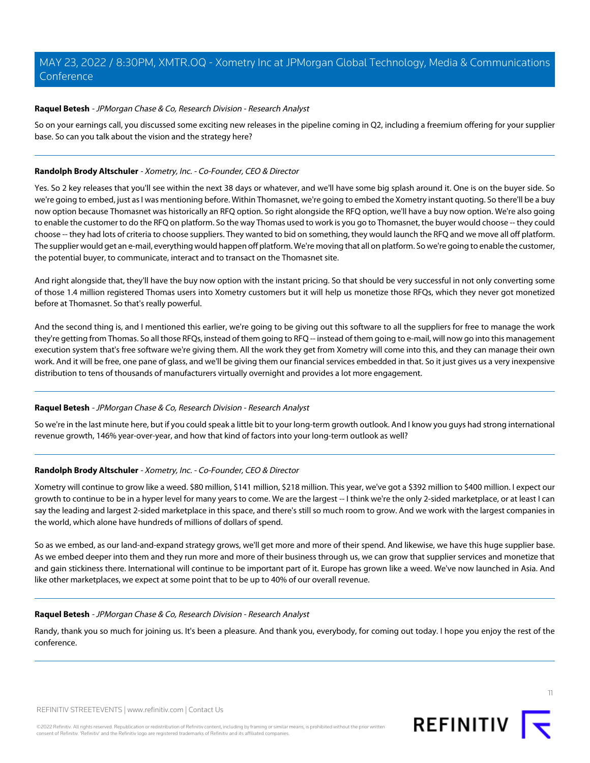**Raquel Betesh** - *JPMorgan Chase & Co, Research Division - Research Analyst*

So on your earnings call, you discussed some exciting new releases in the pipeline coming in Q2, including a freemium offering for your supplier base. So can you talk about the vision and the strategy here?

---

**Randolph Brody Altschuler** - *Xometry, Inc. - Co-Founder, CEO & Director*

Yes. So 2 key releases that you'll see within the next 38 days or whatever, and we'll have some big splash around it. One is on the buyer side. So we're going to embed, just as I was mentioning before. Within Thomasnet, we're going to embed the Xometry instant quoting. So there'll be a buy now option because Thomasnet was historically an RFQ option. So right alongside the RFQ option, we'll have a buy now option. We're also going to enable the customer to do the RFQ on platform. So the way Thomas used to work is you go to Thomasnet, the buyer would choose -- they could choose -- they had lots of criteria to choose suppliers. They wanted to bid on something, they would launch the RFQ and we move all off platform. The supplier would get an e-mail, everything would happen off platform. We're moving that all on platform. So we're going to enable the customer, the potential buyer, to communicate, interact and to transact on the Thomasnet site.

And right alongside that, they'll have the buy now option with the instant pricing. So that should be very successful in not only converting some of those 1.4 million registered Thomas users into Xometry customers but it will help us monetize those RFQs, which they never got monetized before at Thomasnet. So that's really powerful.

And the second thing is, and I mentioned this earlier, we're going to be giving out this software to all the suppliers for free to manage the work they're getting from Thomas. So all those RFQs, instead of them going to RFQ -- instead of them going to e-mail, will now go into this management execution system that's free software we're giving them. All the work they get from Xometry will come into this, and they can manage their own work. And it will be free, one pane of glass, and we'll be giving them our financial services embedded in that. So it just gives us a very inexpensive distribution to tens of thousands of manufacturers virtually overnight and provides a lot more engagement.

---

**Raquel Betesh** - *JPMorgan Chase & Co, Research Division - Research Analyst*

So we're in the last minute here, but if you could speak a little bit to your long-term growth outlook. And I know you guys had strong international revenue growth, 146% year-over-year, and how that kind of factors into your long-term outlook as well?

---

**Randolph Brody Altschuler** - *Xometry, Inc. - Co-Founder, CEO & Director*

Xometry will continue to grow like a weed. $80 million, $141 million, $218 million. This year, we've got a $392 million to $400 million. I expect our growth to continue to be in a hyper level for many years to come. We are the largest -- I think we're the only 2-sided marketplace, or at least I can say the leading and largest 2-sided marketplace in this space, and there's still so much room to grow. And we work with the largest companies in the world, which alone have hundreds of millions of dollars of spend.

So as we embed, as our land-and-expand strategy grows, we'll get more and more of their spend. And likewise, we have this huge supplier base. As we embed deeper into them and they run more and more of their business through us, we can grow that supplier services and monetize that and gain stickiness there. International will continue to be important part of it. Europe has grown like a weed. We've now launched in Asia. And like other marketplaces, we expect at some point that to be up to 40% of our overall revenue.

---

**Raquel Betesh** - *JPMorgan Chase & Co, Research Division - Research Analyst*

Randy, thank you so much for joining us. It's been a pleasure. And thank you, everybody, for coming out today. I hope you enjoy the rest of the conference.

---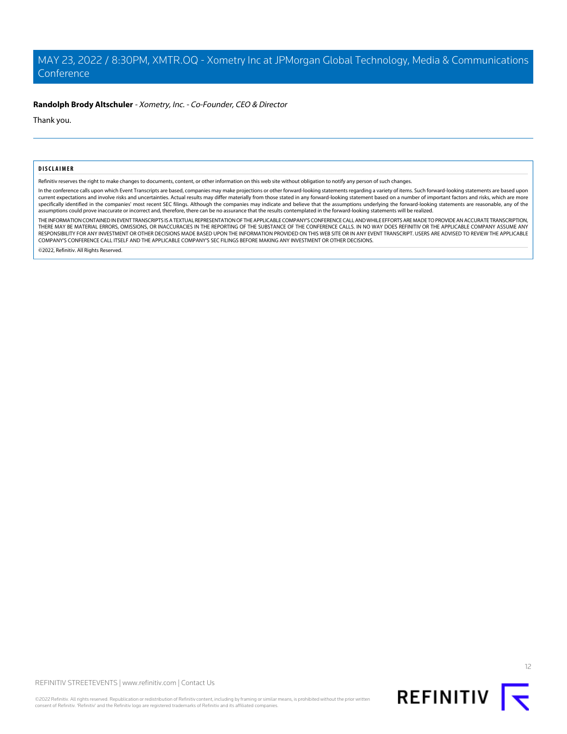**Randolph Brody Altschuler** - *Xometry, Inc. - Co-Founder, CEO & Director*

Thank you.

---

**DISCLAIMER**

Refinitiv reserves the right to make changes to documents, content, or other information on this web site without obligation to notify any person of such changes.

In the conference calls upon which Event Transcripts are based, companies may make projections or other forward-looking statements regarding a variety of items. Such forward-looking statements are based upon current expectations and involve risks and uncertainties. Actual results may differ materially from those stated in any forward-looking statement based on a number of important factors and risks, which are more specifically identified in the companies' most recent SEC filings. Although the companies may indicate and believe that the assumptions underlying the forward-looking statements are reasonable, any of the assumptions could prove inaccurate or incorrect and, therefore, there can be no assurance that the results contemplated in the forward-looking statements will be realized.

THE INFORMATION CONTAINED IN EVENT TRANSCRIPTS IS A TEXTUAL REPRESENTATION OF THE APPLICABLE COMPANY'S CONFERENCE CALL AND WHILE EFFORTS ARE MADE TO PROVIDE AN ACCURATE TRANSCRIPTION, THERE MAY BE MATERIAL ERRORS, OMISSIONS, OR INACCURACIES IN THE REPORTING OF THE SUBSTANCE OF THE CONFERENCE CALLS. IN NO WAY DOES REFINITIV OR THE APPLICABLE COMPANY ASSUME ANY RESPONSIBILITY FOR ANY INVESTMENT OR OTHER DECISIONS MADE BASED UPON THE INFORMATION PROVIDED ON THIS WEB SITE OR IN ANY EVENT TRANSCRIPT. USERS ARE ADVISED TO REVIEW THE APPLICABLE COMPANY'S CONFERENCE CALL ITSELF AND THE APPLICABLE COMPANY'S SEC FILINGS BEFORE MAKING ANY INVESTMENT OR OTHER DECISIONS.

©2022, Refinitiv. All Rights Reserved.